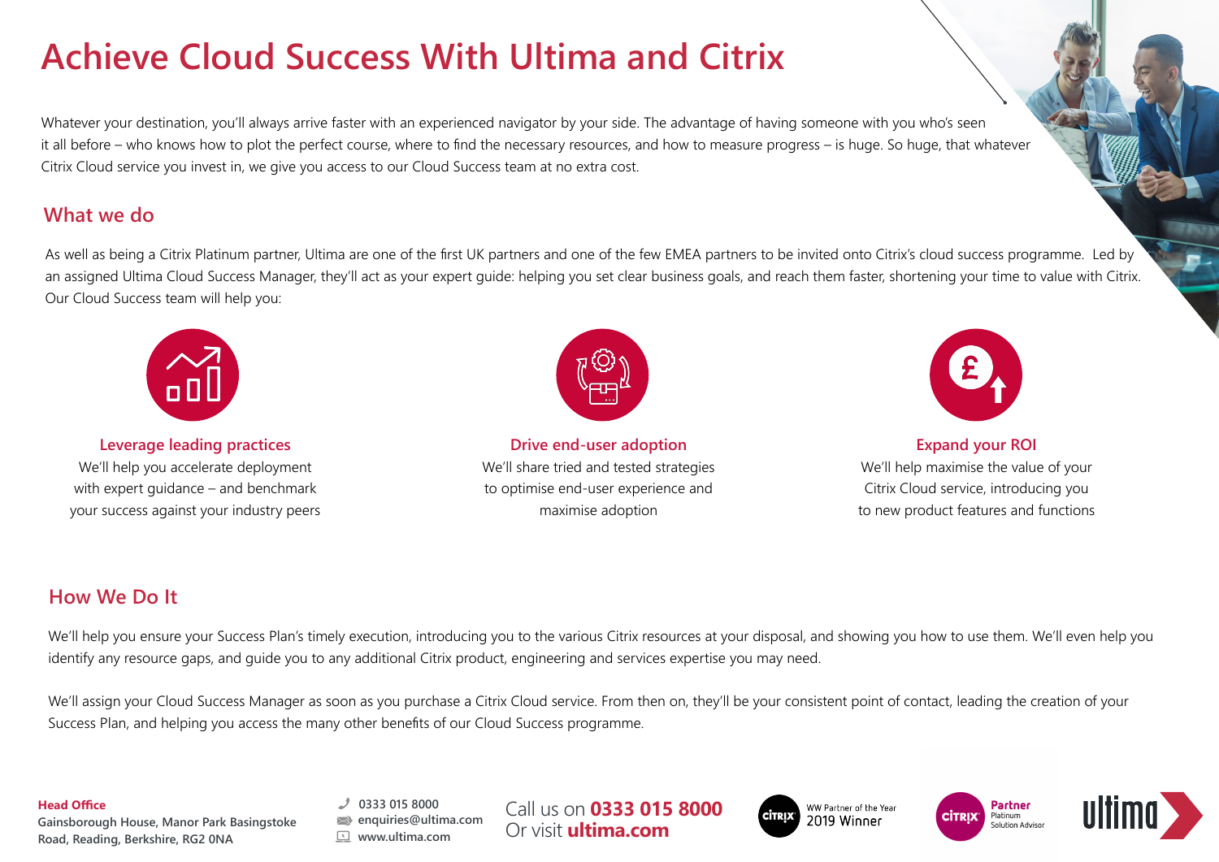# Achieve Cloud Success With Ultima and Citrix

Whatever your destination, you'll always arrive faster with an experienced navigator by your side. The advantage of having someone with you who's seen it all before – who knows how to plot the perfect course, where to find the necessary resources, and how to measure progress – is huge. So huge, that whatever Citrix Cloud service you invest in, we give you access to our Cloud Success team at no extra cost.

## What we do

As well as being a Citrix Platinum partner, Ultima are one of the first UK partners and one of the few EMEA partners to be invited onto Citrix's cloud success programme. Led by an assigned Ultima Cloud Success Manager, they'll act as your expert guide: helping you set clear business goals, and reach them faster, shortening your time to value with Citrix. Our Cloud Success team will help you:

### Leverage leading practices

We'll help you accelerate deployment with expert guidance – and benchmark your success against your industry peers

### Drive end-user adoption

We'll share tried and tested strategies to optimise end-user experience and maximise adoption

### Expand your ROI

We'll help maximise the value of your Citrix Cloud service, introducing you to new product features and functions

## How We Do It

We'll help you ensure your Success Plan's timely execution, introducing you to the various Citrix resources at your disposal, and showing you how to use them. We'll even help you identify any resource gaps, and guide you to any additional Citrix product, engineering and services expertise you may need.

We'll assign your Cloud Success Manager as soon as you purchase a Citrix Cloud service. From then on, they'll be your consistent point of contact, leading the creation of your Success Plan, and helping you access the many other benefits of our Cloud Success programme.

**Head Office**
Gainsborough House, Manor Park Basingstoke Road, Reading, Berkshire, RG2 0NA

0333 015 8000
enquiries@ultima.com
www.ultima.com

Call us on **0333 015 8000**
Or visit **ultima.com**

Citrix WW Partner of the Year 2019 Winner

Citrix Partner Platinum Solution Advisor

ultima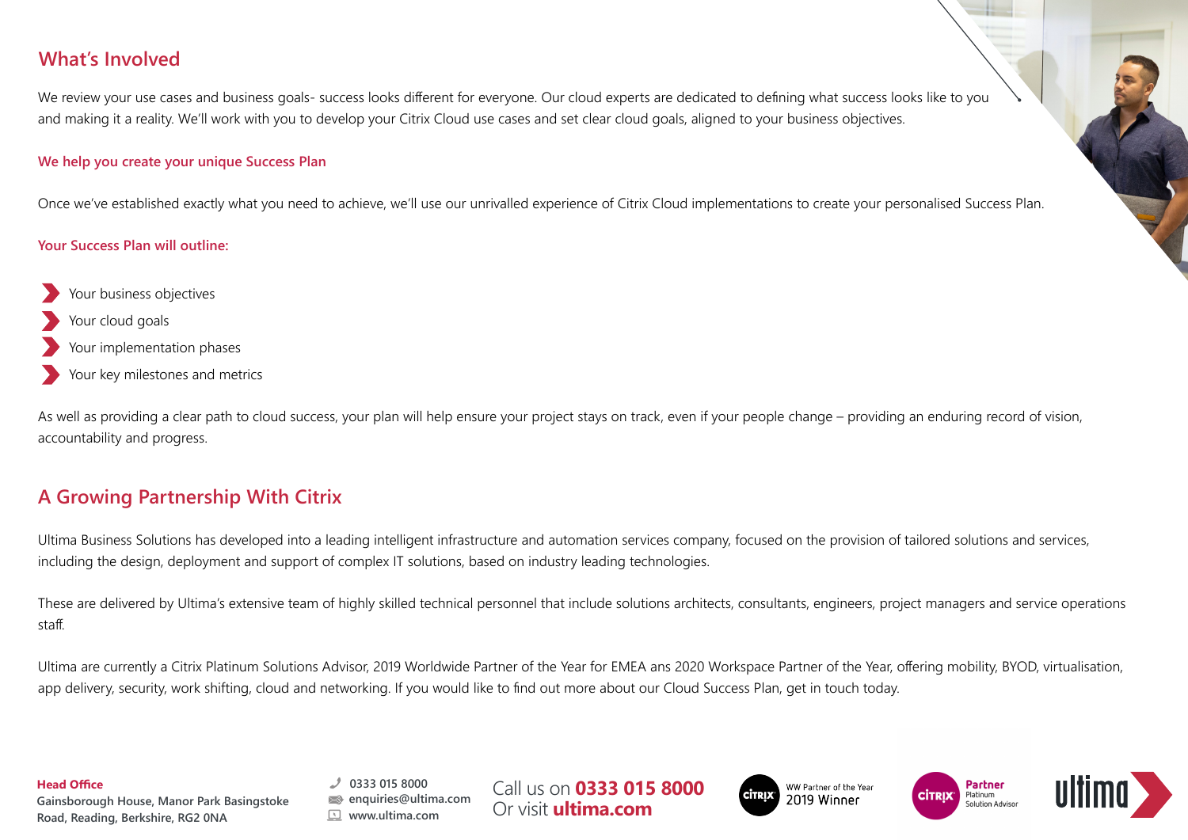## What's Involved

We review your use cases and business goals- success looks different for everyone. Our cloud experts are dedicated to defining what success looks like to you and making it a reality. We'll work with you to develop your Citrix Cloud use cases and set clear cloud goals, aligned to your business objectives.

### We help you create your unique Success Plan

Once we've established exactly what you need to achieve, we'll use our unrivalled experience of Citrix Cloud implementations to create your personalised Success Plan.

### Your Success Plan will outline:

- Your business objectives
- Your cloud goals
- Your implementation phases
- Your key milestones and metrics

As well as providing a clear path to cloud success, your plan will help ensure your project stays on track, even if your people change – providing an enduring record of vision, accountability and progress.

## A Growing Partnership With Citrix

Ultima Business Solutions has developed into a leading intelligent infrastructure and automation services company, focused on the provision of tailored solutions and services, including the design, deployment and support of complex IT solutions, based on industry leading technologies.

These are delivered by Ultima's extensive team of highly skilled technical personnel that include solutions architects, consultants, engineers, project managers and service operations staff.

Ultima are currently a Citrix Platinum Solutions Advisor, 2019 Worldwide Partner of the Year for EMEA ans 2020 Workspace Partner of the Year, offering mobility, BYOD, virtualisation, app delivery, security, work shifting, cloud and networking. If you would like to find out more about our Cloud Success Plan, get in touch today.

**Head Office**
Gainsborough House, Manor Park Basingstoke Road, Reading, Berkshire, RG2 0NA

0333 015 8000
enquiries@ultima.com
www.ultima.com

Call us on **0333 015 8000**
Or visit **ultima.com**

Citrix WW Partner of the Year 2019 Winner

Citrix Partner Platinum Solution Advisor

ultima